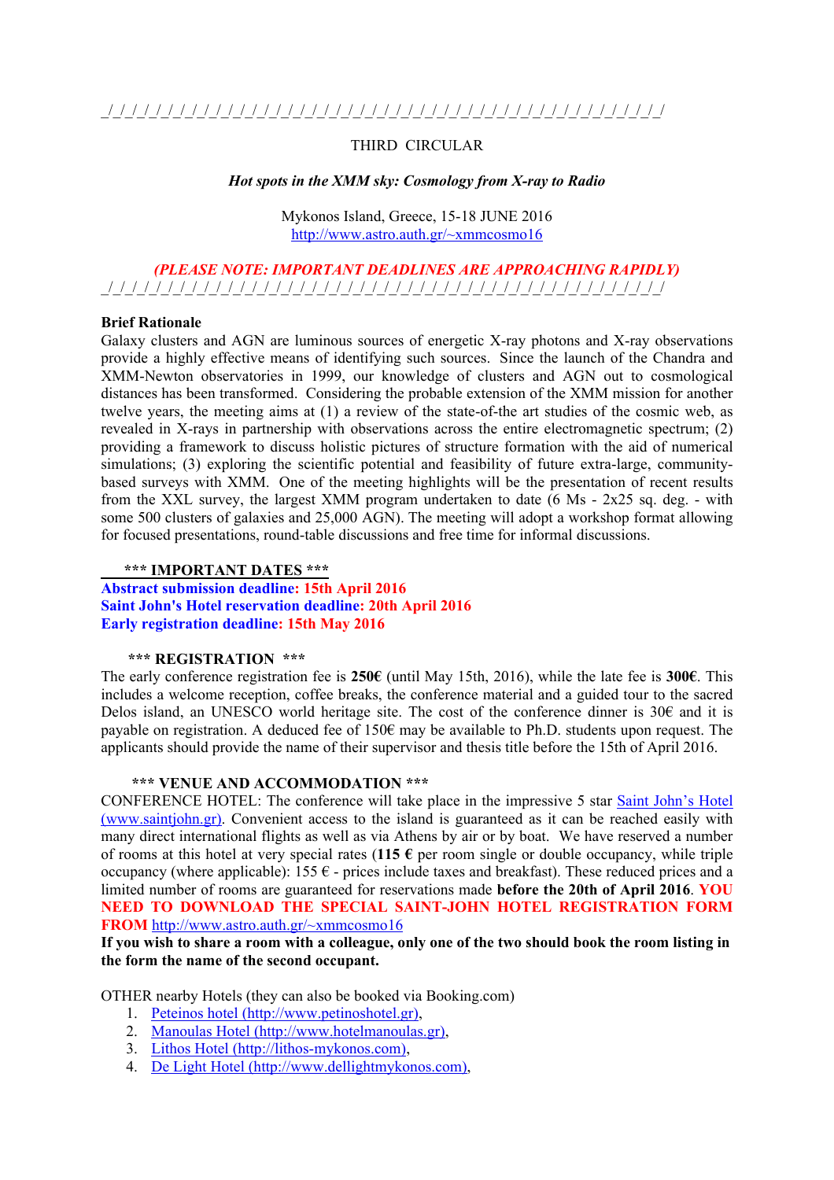_/_/_/_/_/_/_/_/_/_/_/_/_/_/_/_/_/_/_/_/_/_/_/_/_/_/_/_/_/_/_/_/_/_/_/_/_/_/_/_/_/_/_/_/_/_/_/_/_/_/_/

THIRD CIRCULAR

***Hot spots in the XMM sky: Cosmology from X-ray to Radio***

Mykonos Island, Greece, 15-18 JUNE 2016
http://www.astro.auth.gr/~xmmcosmo16

***(PLEASE NOTE: IMPORTANT DEADLINES ARE APPROACHING RAPIDLY)***
_/_/_/_/_/_/_/_/_/_/_/_/_/_/_/_/_/_/_/_/_/_/_/_/_/_/_/_/_/_/_/_/_/_/_/_/_/_/_/_/_/_/_/_/_/_/_/_/_/_/_/

**Brief Rationale**

Galaxy clusters and AGN are luminous sources of energetic X-ray photons and X-ray observations provide a highly effective means of identifying such sources. Since the launch of the Chandra and XMM-Newton observatories in 1999, our knowledge of clusters and AGN out to cosmological distances has been transformed. Considering the probable extension of the XMM mission for another twelve years, the meeting aims at (1) a review of the state-of-the art studies of the cosmic web, as revealed in X-rays in partnership with observations across the entire electromagnetic spectrum; (2) providing a framework to discuss holistic pictures of structure formation with the aid of numerical simulations; (3) exploring the scientific potential and feasibility of future extra-large, community-based surveys with XMM. One of the meeting highlights will be the presentation of recent results from the XXL survey, the largest XMM program undertaken to date (6 Ms - 2x25 sq. deg. - with some 500 clusters of galaxies and 25,000 AGN). The meeting will adopt a workshop format allowing for focused presentations, round-table discussions and free time for informal discussions.

**\*\*\* IMPORTANT DATES \*\*\***

**Abstract submission deadline: 15th April 2016**
**Saint John's Hotel reservation deadline: 20th April 2016**
**Early registration deadline: 15th May 2016**

**\*\*\* REGISTRATION \*\*\***

The early conference registration fee is **250€** (until May 15th, 2016), while the late fee is **300€**. This includes a welcome reception, coffee breaks, the conference material and a guided tour to the sacred Delos island, an UNESCO world heritage site. The cost of the conference dinner is 30€ and it is payable on registration. A deduced fee of 150€ may be available to Ph.D. students upon request. The applicants should provide the name of their supervisor and thesis title before the 15th of April 2016.

**\*\*\* VENUE AND ACCOMMODATION \*\*\***

CONFERENCE HOTEL: The conference will take place in the impressive 5 star Saint John's Hotel (www.saintjohn.gr). Convenient access to the island is guaranteed as it can be reached easily with many direct international flights as well as via Athens by air or by boat. We have reserved a number of rooms at this hotel at very special rates (**115 €** per room single or double occupancy, while triple occupancy (where applicable): 155 € - prices include taxes and breakfast). These reduced prices and a limited number of rooms are guaranteed for reservations made **before the 20th of April 2016**. **YOU NEED TO DOWNLOAD THE SPECIAL SAINT-JOHN HOTEL REGISTRATION FORM FROM** http://www.astro.auth.gr/~xmmcosmo16

**If you wish to share a room with a colleague, only one of the two should book the room listing in the form the name of the second occupant.**

OTHER nearby Hotels (they can also be booked via Booking.com)

1. Peteinos hotel (http://www.petinoshotel.gr),
2. Manoulas Hotel (http://www.hotelmanoulas.gr),
3. Lithos Hotel (http://lithos-mykonos.com),
4. De Light Hotel (http://www.dellightmykonos.com),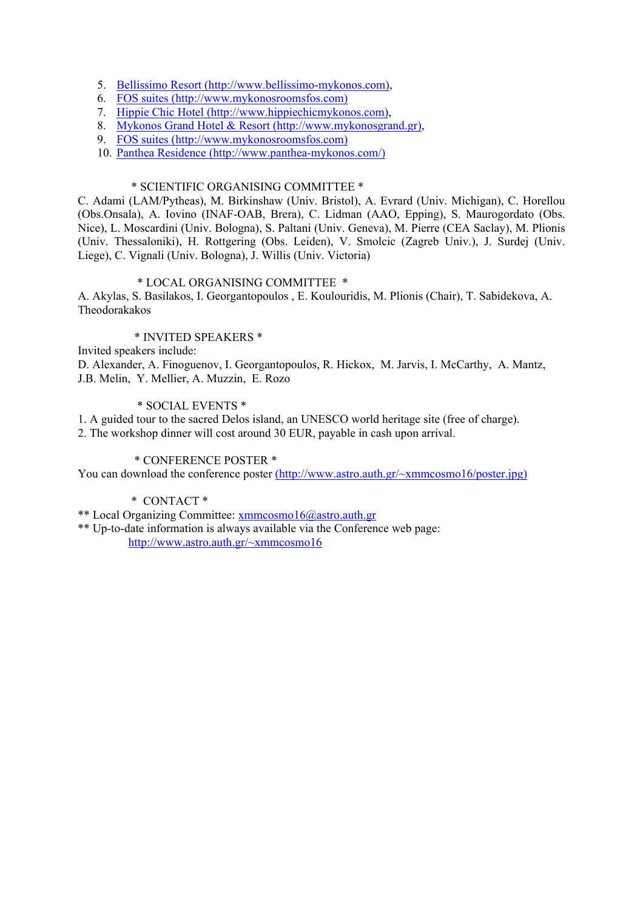5. [Bellissimo Resort (http://www.bellissimo-mykonos.com)](http://www.bellissimo-mykonos.com),
6. [FOS suites (http://www.mykonosroomsfos.com)](http://www.mykonosroomsfos.com)
7. [Hippie Chic Hotel (http://www.hippiechicmykonos.com)](http://www.hippiechicmykonos.com),
8. [Mykonos Grand Hotel & Resort (http://www.mykonosgrand.gr)](http://www.mykonosgrand.gr),
9. [FOS suites (http://www.mykonosroomsfos.com)](http://www.mykonosroomsfos.com)
10. [Panthea Residence (http://www.panthea-mykonos.com/)](http://www.panthea-mykonos.com/)

* SCIENTIFIC ORGANISING COMMITTEE *

C. Adami (LAM/Pytheas), M. Birkinshaw (Univ. Bristol), A. Evrard (Univ. Michigan), C. Horellou (Obs.Onsala), A. Iovino (INAF-OAB, Brera), C. Lidman (AAO, Epping), S. Maurogordato (Obs. Nice), L. Moscardini (Univ. Bologna), S. Paltani (Univ. Geneva), M. Pierre (CEA Saclay), M. Plionis (Univ. Thessaloniki), H. Rottgering (Obs. Leiden), V. Smolcic (Zagreb Univ.), J. Surdej (Univ. Liege), C. Vignali (Univ. Bologna), J. Willis (Univ. Victoria)

* LOCAL ORGANISING COMMITTEE *

A. Akylas, S. Basilakos, I. Georgantopoulos , E. Koulouridis, M. Plionis (Chair), T. Sabidekova, A. Theodorakakos

* INVITED SPEAKERS *

Invited speakers include:
D. Alexander, A. Finoguenov, I. Georgantopoulos, R. Hickox, M. Jarvis, I. McCarthy, A. Mantz, J.B. Melin, Y. Mellier, A. Muzzin, E. Rozo

* SOCIAL EVENTS *

1. A guided tour to the sacred Delos island, an UNESCO world heritage site (free of charge).
2. The workshop dinner will cost around 30 EUR, payable in cash upon arrival.

* CONFERENCE POSTER *

You can download the conference poster [(http://www.astro.auth.gr/~xmmcosmo16/poster.jpg)](http://www.astro.auth.gr/~xmmcosmo16/poster.jpg)

* CONTACT *

** Local Organizing Committee: [xmmcosmo16@astro.auth.gr](mailto:xmmcosmo16@astro.auth.gr)
** Up-to-date information is always available via the Conference web page:
[http://www.astro.auth.gr/~xmmcosmo16](http://www.astro.auth.gr/~xmmcosmo16)